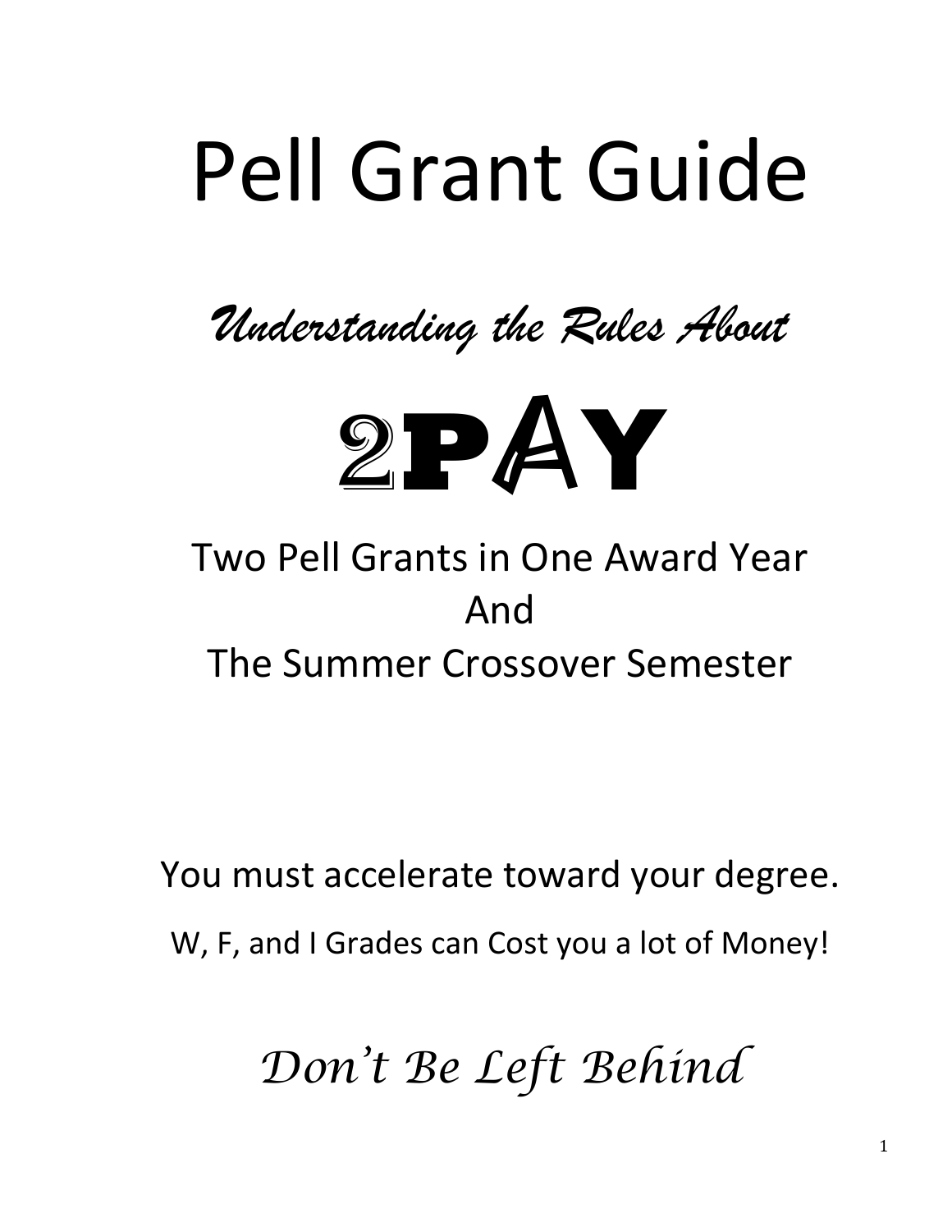# Pell Grant Guide

*Understanding the Rules About*

## 2PAY

Two Pell Grants in One Award Year
And
The Summer Crossover Semester

You must accelerate toward your degree.

W, F, and I Grades can Cost you a lot of Money!

*Don't Be Left Behind*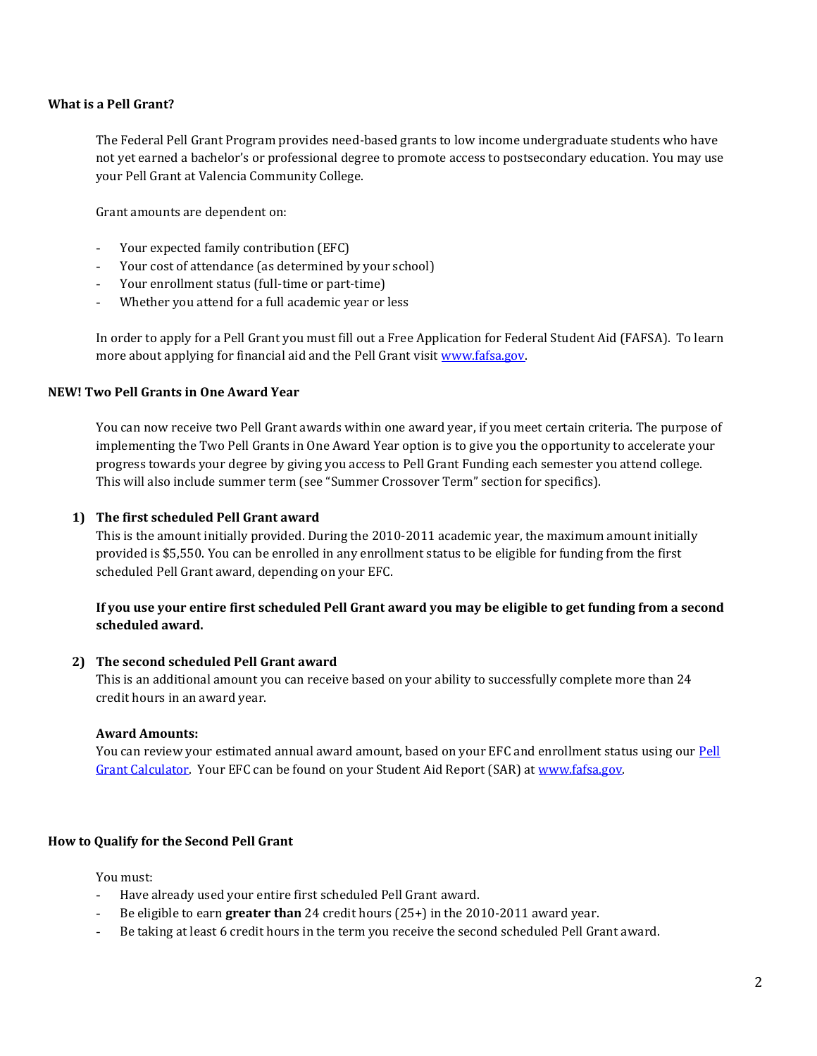**What is a Pell Grant?**

The Federal Pell Grant Program provides need-based grants to low income undergraduate students who have not yet earned a bachelor's or professional degree to promote access to postsecondary education. You may use your Pell Grant at Valencia Community College.

Grant amounts are dependent on:

- Your expected family contribution (EFC)
- Your cost of attendance (as determined by your school)
- Your enrollment status (full-time or part-time)
- Whether you attend for a full academic year or less

In order to apply for a Pell Grant you must fill out a Free Application for Federal Student Aid (FAFSA). To learn more about applying for financial aid and the Pell Grant visit [www.fafsa.gov](www.fafsa.gov).

**NEW! Two Pell Grants in One Award Year**

You can now receive two Pell Grant awards within one award year, if you meet certain criteria. The purpose of implementing the Two Pell Grants in One Award Year option is to give you the opportunity to accelerate your progress towards your degree by giving you access to Pell Grant Funding each semester you attend college. This will also include summer term (see "Summer Crossover Term" section for specifics).

1) **The first scheduled Pell Grant award**
   This is the amount initially provided. During the 2010-2011 academic year, the maximum amount initially provided is $5,550. You can be enrolled in any enrollment status to be eligible for funding from the first scheduled Pell Grant award, depending on your EFC.

   **If you use your entire first scheduled Pell Grant award you may be eligible to get funding from a second scheduled award.**

2) **The second scheduled Pell Grant award**
   This is an additional amount you can receive based on your ability to successfully complete more than 24 credit hours in an award year.

   **Award Amounts:**
   You can review your estimated annual award amount, based on your EFC and enrollment status using our [Pell Grant Calculator](). Your EFC can be found on your Student Aid Report (SAR) at [www.fafsa.gov](www.fafsa.gov).

**How to Qualify for the Second Pell Grant**

You must:

- Have already used your entire first scheduled Pell Grant award.
- Be eligible to earn **greater than** 24 credit hours (25+) in the 2010-2011 award year.
- Be taking at least 6 credit hours in the term you receive the second scheduled Pell Grant award.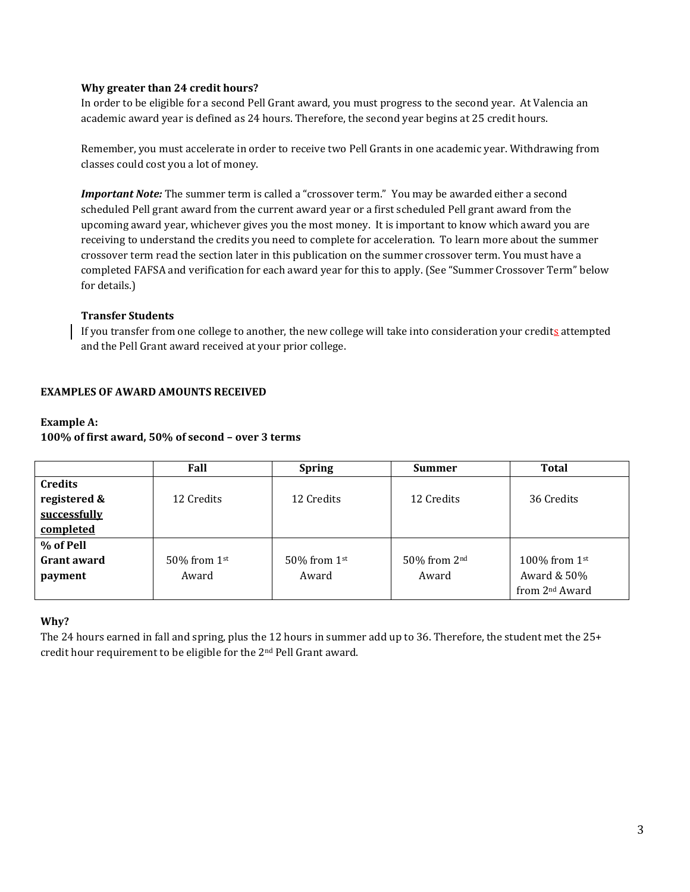### Why greater than 24 credit hours?

In order to be eligible for a second Pell Grant award, you must progress to the second year. At Valencia an academic award year is defined as 24 hours. Therefore, the second year begins at 25 credit hours.

Remember, you must accelerate in order to receive two Pell Grants in one academic year. Withdrawing from classes could cost you a lot of money.

***Important Note:*** The summer term is called a "crossover term." You may be awarded either a second scheduled Pell grant award from the current award year or a first scheduled Pell grant award from the upcoming award year, whichever gives you the most money. It is important to know which award you are receiving to understand the credits you need to complete for acceleration. To learn more about the summer crossover term read the section later in this publication on the summer crossover term. You must have a completed FAFSA and verification for each award year for this to apply. (See "Summer Crossover Term" below for details.)

### Transfer Students

If you transfer from one college to another, the new college will take into consideration your credits attempted and the Pell Grant award received at your prior college.

## EXAMPLES OF AWARD AMOUNTS RECEIVED

**Example A:**
**100% of first award, 50% of second – over 3 terms**

| | Fall | Spring | Summer | Total |
|---|---|---|---|---|
| **Credits registered & <u>successfully completed</u>** | 12 Credits | 12 Credits | 12 Credits | 36 Credits |
| **% of Pell Grant award payment** | 50% from 1st Award | 50% from 1st Award | 50% from 2nd Award | 100% from 1st Award & 50% from 2nd Award |

**Why?**

The 24 hours earned in fall and spring, plus the 12 hours in summer add up to 36. Therefore, the student met the 25+ credit hour requirement to be eligible for the 2nd Pell Grant award.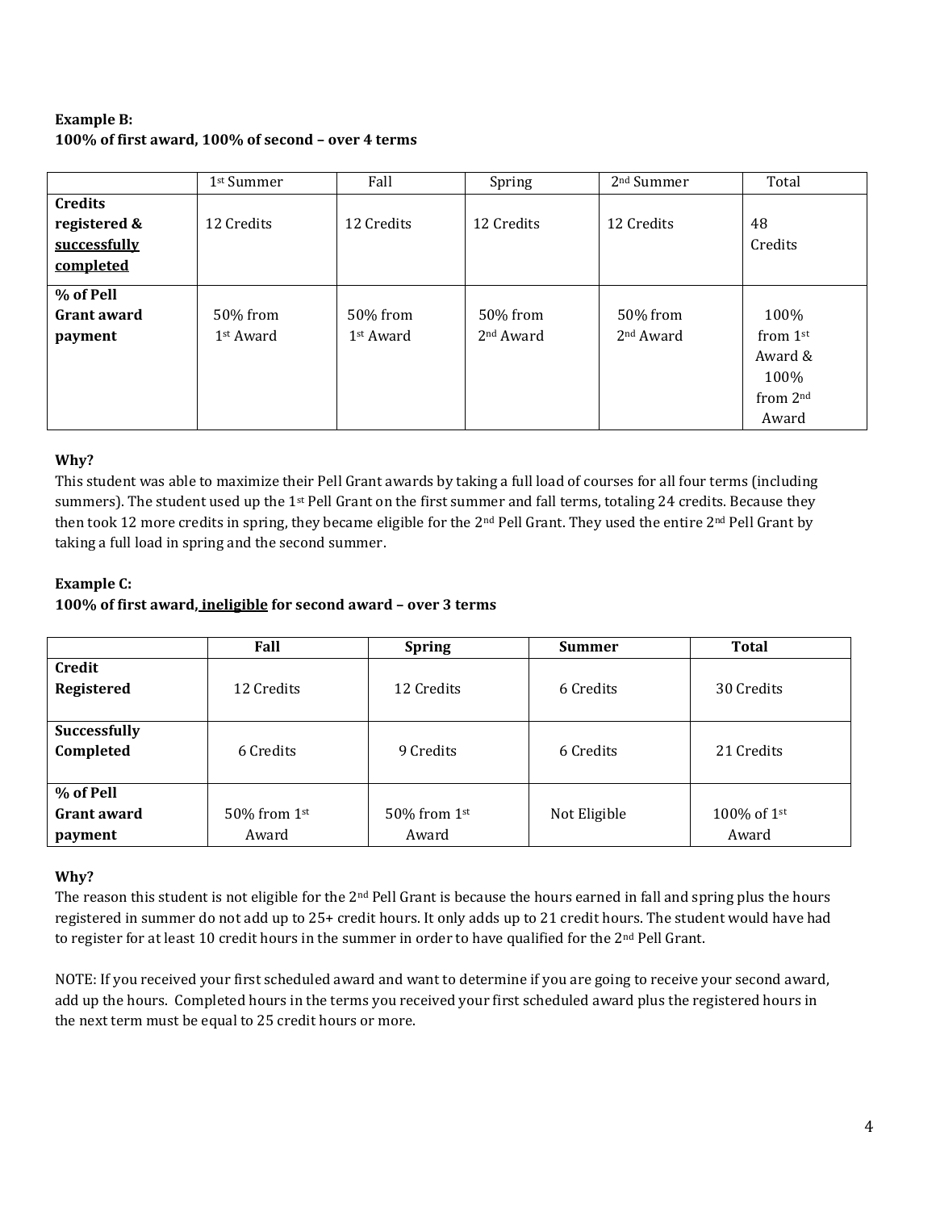**Example B:**
**100% of first award, 100% of second – over 4 terms**

| | 1st Summer | Fall | Spring | 2nd Summer | Total |
|---|---|---|---|---|---|
| **Credits registered & successfully completed** | 12 Credits | 12 Credits | 12 Credits | 12 Credits | 48 Credits |
| **% of Pell Grant award payment** | 50% from 1st Award | 50% from 1st Award | 50% from 2nd Award | 50% from 2nd Award | 100% from 1st Award & 100% from 2nd Award |

**Why?**
This student was able to maximize their Pell Grant awards by taking a full load of courses for all four terms (including summers). The student used up the 1st Pell Grant on the first summer and fall terms, totaling 24 credits. Because they then took 12 more credits in spring, they became eligible for the 2nd Pell Grant. They used the entire 2nd Pell Grant by taking a full load in spring and the second summer.

**Example C:**
**100% of first award, ineligible for second award – over 3 terms**

| | Fall | Spring | Summer | Total |
|---|---|---|---|---|
| **Credit Registered** | 12 Credits | 12 Credits | 6 Credits | 30 Credits |
| **Successfully Completed** | 6 Credits | 9 Credits | 6 Credits | 21 Credits |
| **% of Pell Grant award payment** | 50% from 1st Award | 50% from 1st Award | Not Eligible | 100% of 1st Award |

**Why?**
The reason this student is not eligible for the 2nd Pell Grant is because the hours earned in fall and spring plus the hours registered in summer do not add up to 25+ credit hours. It only adds up to 21 credit hours. The student would have had to register for at least 10 credit hours in the summer in order to have qualified for the 2nd Pell Grant.

NOTE: If you received your first scheduled award and want to determine if you are going to receive your second award, add up the hours. Completed hours in the terms you received your first scheduled award plus the registered hours in the next term must be equal to 25 credit hours or more.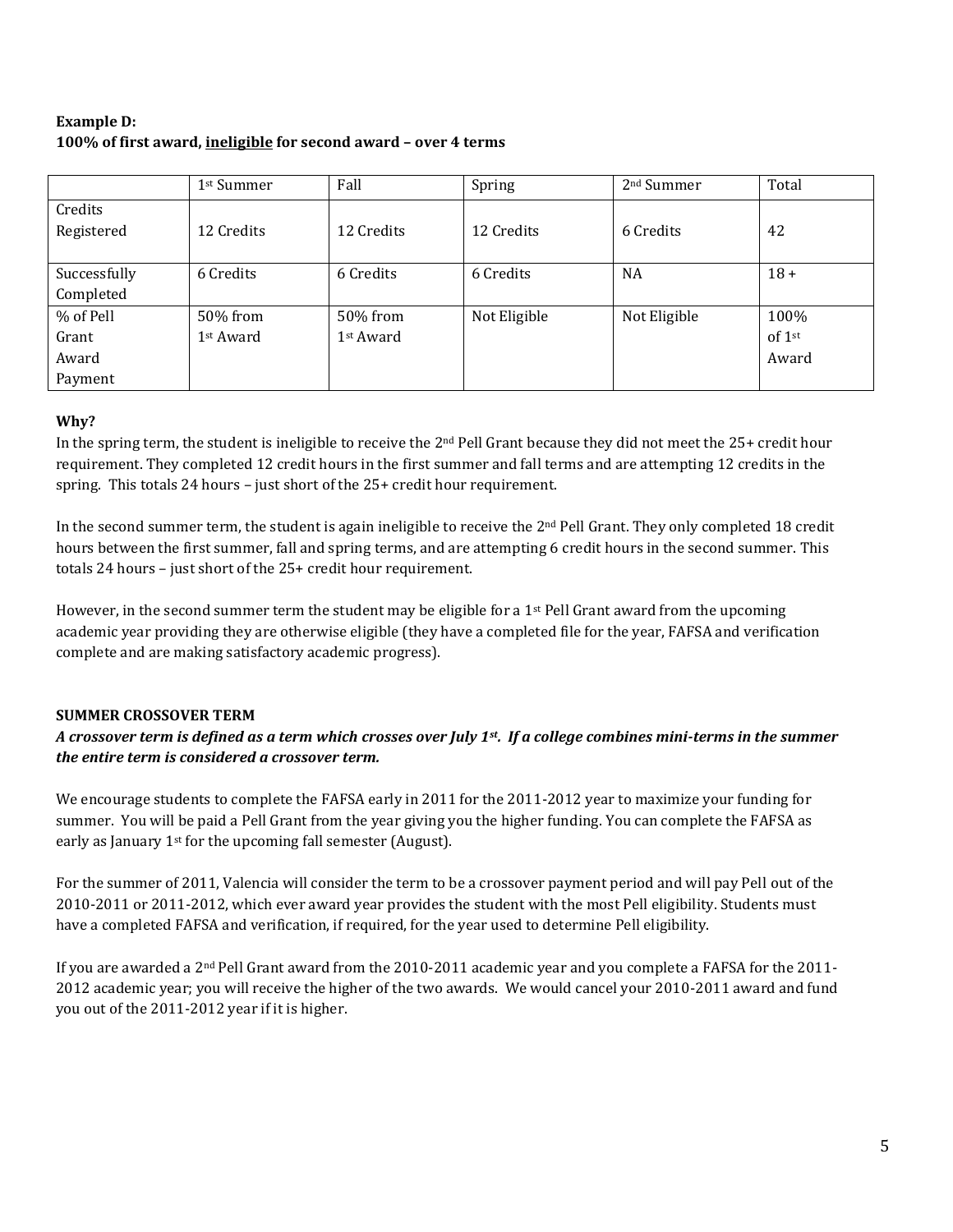**Example D:**
**100% of first award, <u>ineligible</u> for second award – over 4 terms**

| | 1st Summer | Fall | Spring | 2nd Summer | Total |
|---|---|---|---|---|---|
| Credits Registered | 12 Credits | 12 Credits | 12 Credits | 6 Credits | 42 |
| Successfully Completed | 6 Credits | 6 Credits | 6 Credits | NA | 18 + |
| % of Pell Grant Award Payment | 50% from 1st Award | 50% from 1st Award | Not Eligible | Not Eligible | 100% of 1st Award |

**Why?**

In the spring term, the student is ineligible to receive the 2nd Pell Grant because they did not meet the 25+ credit hour requirement. They completed 12 credit hours in the first summer and fall terms and are attempting 12 credits in the spring. This totals 24 hours – just short of the 25+ credit hour requirement.

In the second summer term, the student is again ineligible to receive the 2nd Pell Grant. They only completed 18 credit hours between the first summer, fall and spring terms, and are attempting 6 credit hours in the second summer. This totals 24 hours – just short of the 25+ credit hour requirement.

However, in the second summer term the student may be eligible for a 1st Pell Grant award from the upcoming academic year providing they are otherwise eligible (they have a completed file for the year, FAFSA and verification complete and are making satisfactory academic progress).

**SUMMER CROSSOVER TERM**

***A crossover term is defined as a term which crosses over July 1st. If a college combines mini-terms in the summer the entire term is considered a crossover term.***

We encourage students to complete the FAFSA early in 2011 for the 2011-2012 year to maximize your funding for summer. You will be paid a Pell Grant from the year giving you the higher funding. You can complete the FAFSA as early as January 1st for the upcoming fall semester (August).

For the summer of 2011, Valencia will consider the term to be a crossover payment period and will pay Pell out of the 2010-2011 or 2011-2012, which ever award year provides the student with the most Pell eligibility. Students must have a completed FAFSA and verification, if required, for the year used to determine Pell eligibility.

If you are awarded a 2nd Pell Grant award from the 2010-2011 academic year and you complete a FAFSA for the 2011-2012 academic year; you will receive the higher of the two awards. We would cancel your 2010-2011 award and fund you out of the 2011-2012 year if it is higher.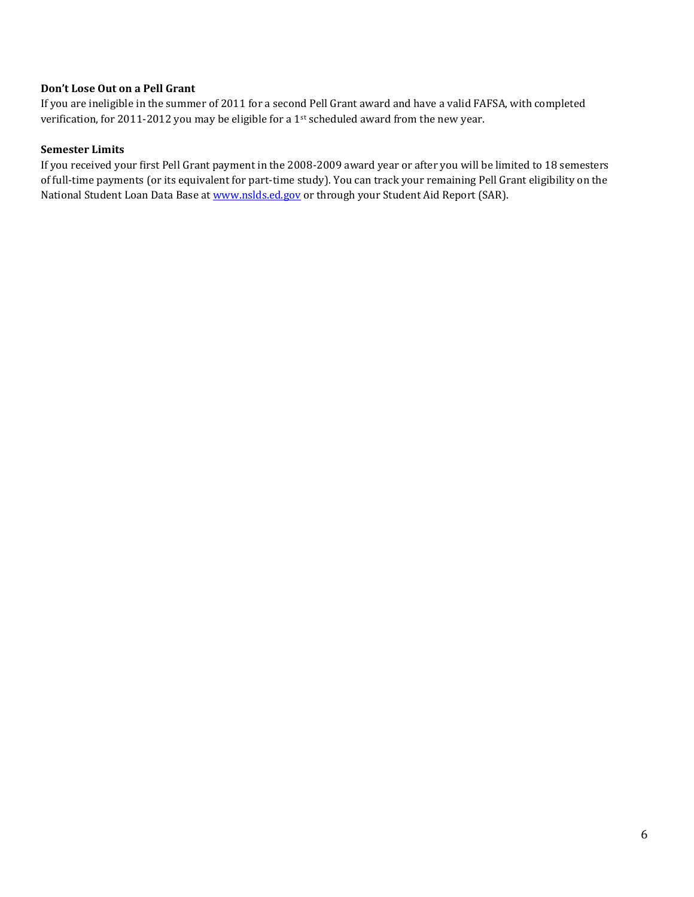**Don't Lose Out on a Pell Grant**

If you are ineligible in the summer of 2011 for a second Pell Grant award and have a valid FAFSA, with completed verification, for 2011-2012 you may be eligible for a 1st scheduled award from the new year.

**Semester Limits**

If you received your first Pell Grant payment in the 2008-2009 award year or after you will be limited to 18 semesters of full-time payments (or its equivalent for part-time study). You can track your remaining Pell Grant eligibility on the National Student Loan Data Base at [www.nslds.ed.gov](http://www.nslds.ed.gov) or through your Student Aid Report (SAR).